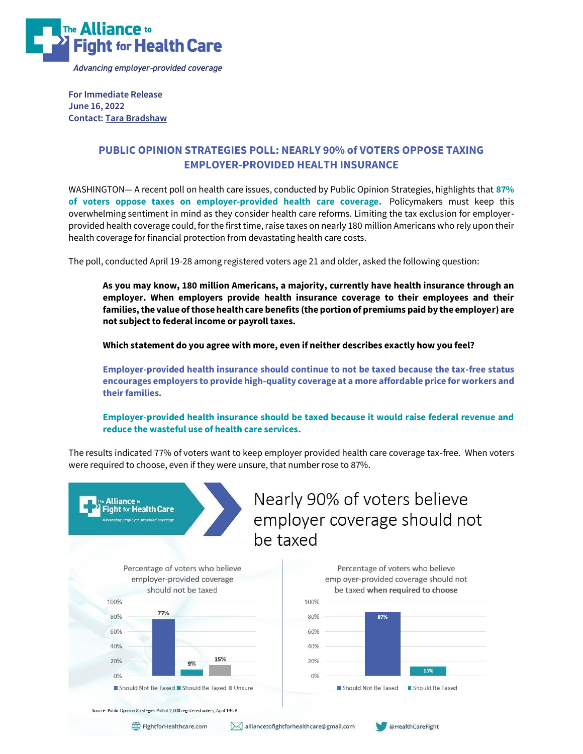**The Alliance to Fight for Health Care**

*Advancing employer-provided coverage*

**For Immediate Release**
**June 16, 2022**
**Contact: Tara Bradshaw**

## PUBLIC OPINION STRATEGIES POLL: NEARLY 90% of VOTERS OPPOSE TAXING EMPLOYER-PROVIDED HEALTH INSURANCE

WASHINGTON— A recent poll on health care issues, conducted by Public Opinion Strategies, highlights that **87% of voters oppose taxes on employer-provided health care coverage.** Policymakers must keep this overwhelming sentiment in mind as they consider health care reforms. Limiting the tax exclusion for employer-provided health coverage could, for the first time, raise taxes on nearly 180 million Americans who rely upon their health coverage for financial protection from devastating health care costs.

The poll, conducted April 19-28 among registered voters age 21 and older, asked the following question:

> **As you may know, 180 million Americans, a majority, currently have health insurance through an employer. When employers provide health insurance coverage to their employees and their families, the value of those health care benefits (the portion of premiums paid by the employer) are not subject to federal income or payroll taxes.**
>
> **Which statement do you agree with more, even if neither describes exactly how you feel?**
>
> **Employer-provided health insurance should continue to not be taxed because the tax-free status encourages employers to provide high-quality coverage at a more affordable price for workers and their families.**
>
> **Employer-provided health insurance should be taxed because it would raise federal revenue and reduce the wasteful use of health care services.**

The results indicated 77% of voters want to keep employer provided health care coverage tax-free. When voters were required to choose, even if they were unsure, that number rose to 87%.

### Nearly 90% of voters believe employer coverage should not be taxed

**Percentage of voters who believe employer-provided coverage should not be taxed**

| Response | Percentage |
|---|---|
| Should Not Be Taxed | 77% |
| Should Be Taxed | 9% |
| Unsure | 15% |

**Percentage of voters who believe employer-provided coverage should not be taxed when required to choose**

| Response | Percentage |
|---|---|
| Should Not Be Taxed | 87% |
| Should Be Taxed | 13% |

Source: Public Opinion Strategies Poll of 2,000 registered voters, April 19-28

FightforHealthcare.com | alliancetofightforhealthcare@gmail.com | @HealthCareFight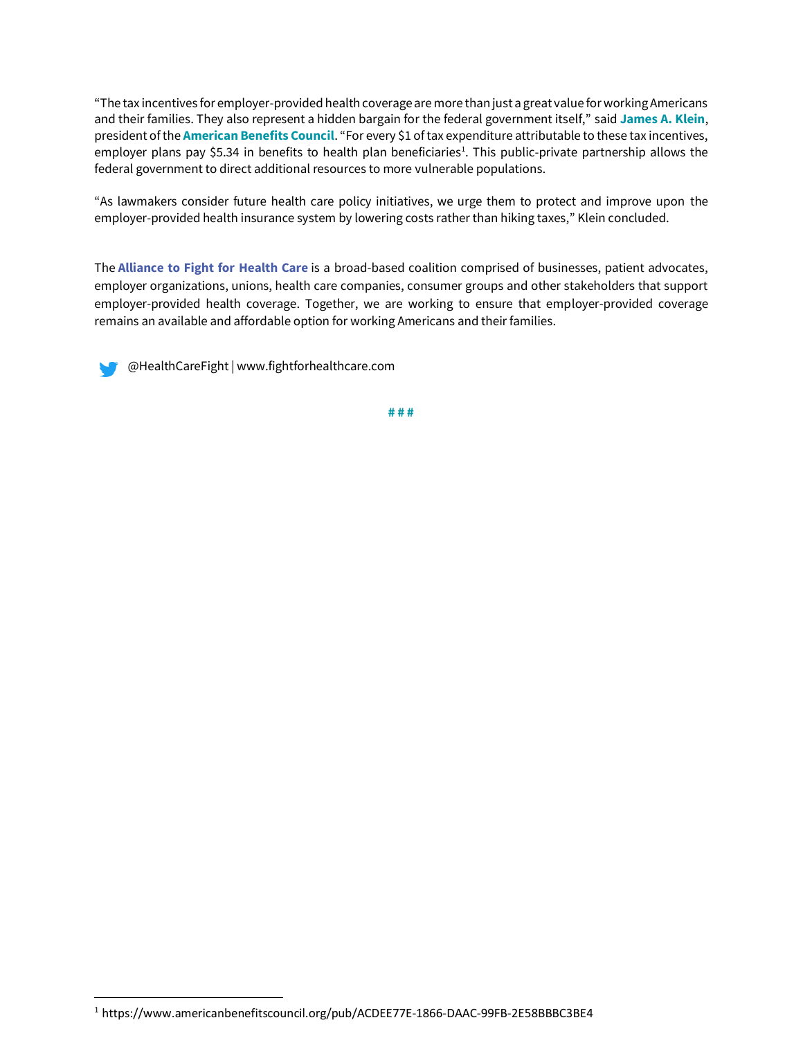"The tax incentives for employer-provided health coverage are more than just a great value for working Americans and their families. They also represent a hidden bargain for the federal government itself," said **James A. Klein**, president of the **American Benefits Council**. "For every $1 of tax expenditure attributable to these tax incentives, employer plans pay $5.34 in benefits to health plan beneficiaries[1]. This public-private partnership allows the federal government to direct additional resources to more vulnerable populations.

"As lawmakers consider future health care policy initiatives, we urge them to protect and improve upon the employer-provided health insurance system by lowering costs rather than hiking taxes," Klein concluded.

The **Alliance to Fight for Health Care** is a broad-based coalition comprised of businesses, patient advocates, employer organizations, unions, health care companies, consumer groups and other stakeholders that support employer-provided health coverage. Together, we are working to ensure that employer-provided coverage remains an available and affordable option for working Americans and their families.

@HealthCareFight | www.fightforhealthcare.com

###

[1] https://www.americanbenefitscouncil.org/pub/ACDEE77E-1866-DAAC-99FB-2E58BBBC3BE4